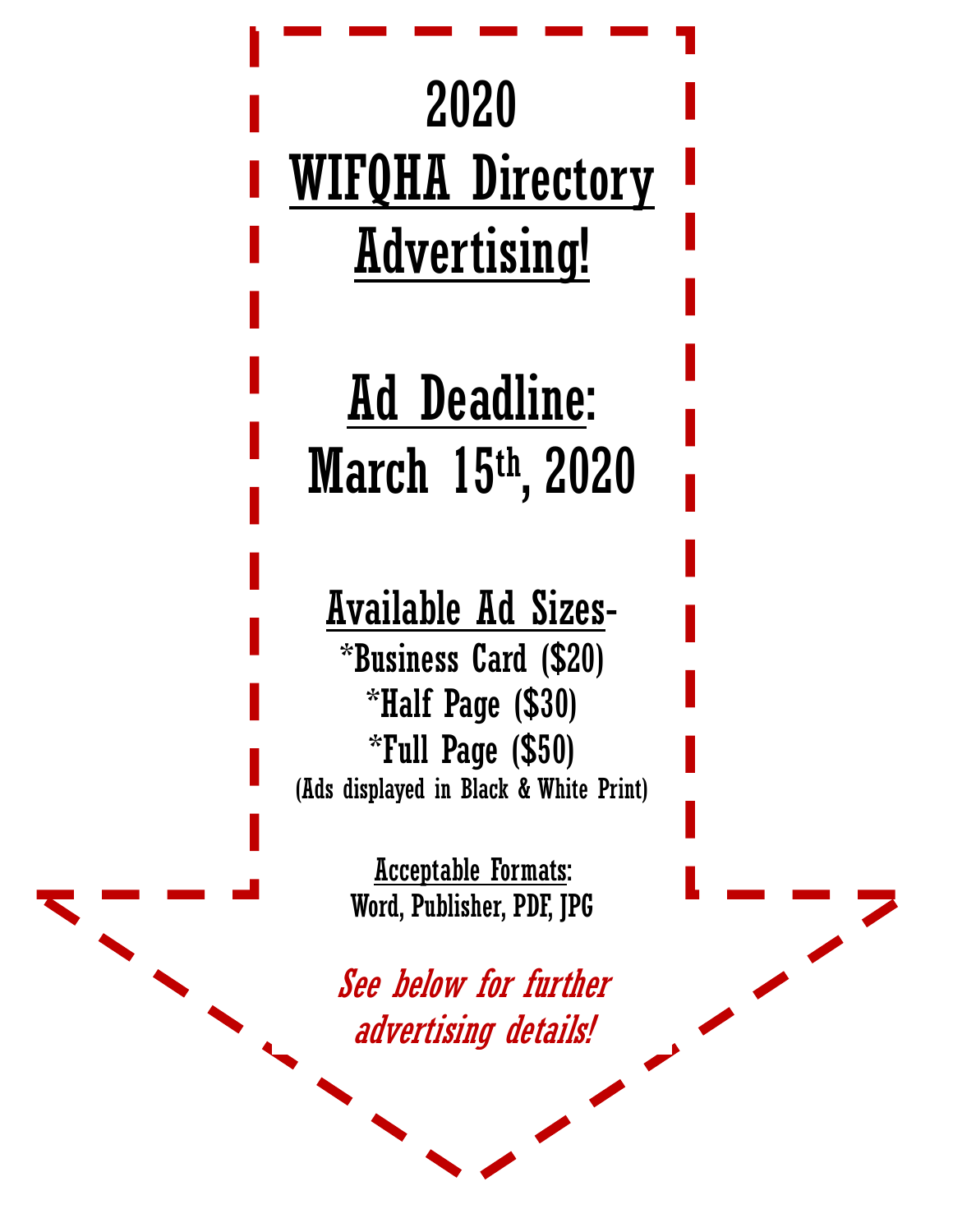# 2020 WIFQHA Directory Advertising!

## Ad Deadline: March 15th, 2020

**Available Ad Sizes-**

*Business Card ($20)
*Half Page ($30)
*Full Page ($50)
(Ads displayed in Black & White Print)

Acceptable Formats:
Word, Publisher, PDF, JPG

*See below for further advertising details!*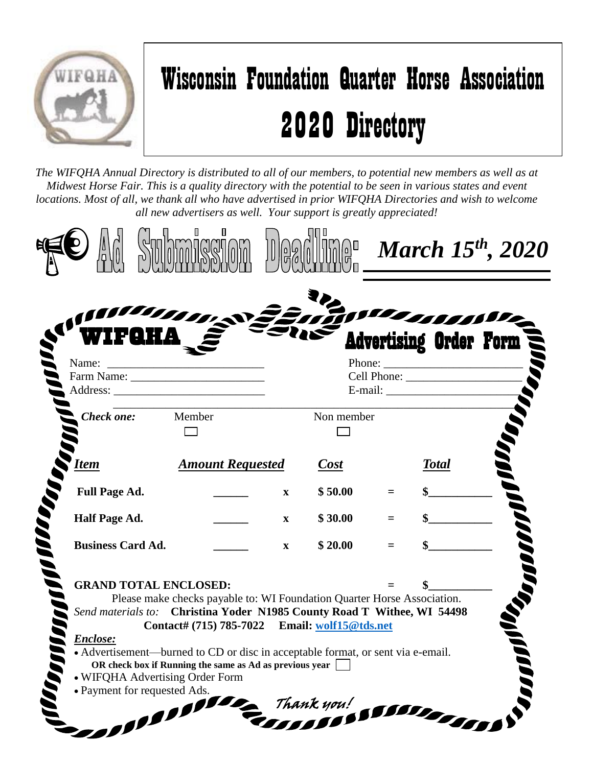# Wisconsin Foundation Quarter Horse Association

# 2020 Directory

*The WIFQHA Annual Directory is distributed to all of our members, to potential new members as well as at Midwest Horse Fair. This is a quality directory with the potential to be seen in various states and event locations. Most of all, we thank all who have advertised in prior WIFQHA Directories and wish to welcome all new advertisers as well. Your support is greatly appreciated!*

## Ad Submission Deadline: *March 15th, 2020*

## WIFQHA Advertising Order Form

Name: ______________________ Phone: ______________________

Farm Name: ______________________ Cell Phone: ______________________

Address: ______________________ E-mail: ______________________

______________________________________________

***Check one:*** Member ☐ Non member ☐

| ***Item*** | ***Amount Requested*** | | ***Cost*** | | ***Total*** |
|---|---|---|---|---|---|
| **Full Page Ad.** | ______ | x | **$ 50.00** | = | **$**__________ |
| **Half Page Ad.** | ______ | x | **$ 30.00** | = | **$**__________ |
| **Business Card Ad.** | ______ | x | **$ 20.00** | = | **$**__________ |

**GRAND TOTAL ENCLOSED:** = **$**__________

Please make checks payable to: WI Foundation Quarter Horse Association.

*Send materials to:* **Christina Yoder N1985 County Road T Withee, WI 54498**

**Contact# (715) 785-7022 Email: wolf15@tds.net**

***Enclose:***

- Advertisement—burned to CD or disc in acceptable format, or sent via e-mail.
  **OR check box if Running the same as Ad as previous year** ☐
- WIFQHA Advertising Order Form
- Payment for requested Ads.

*Thank you!*